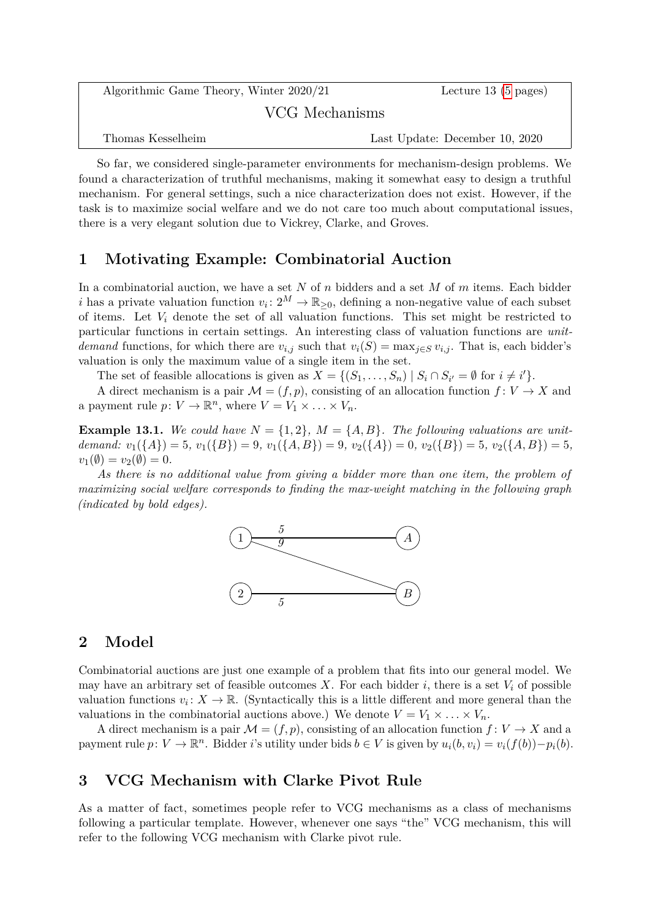| Algorithmic Game Theory, Winter 2020/21 | Lecture 13 (5 pages) |
| --- | --- |
| VCG Mechanisms | |
| Thomas Kesselheim | Last Update: December 10, 2020 |

So far, we considered single-parameter environments for mechanism-design problems. We found a characterization of truthful mechanisms, making it somewhat easy to design a truthful mechanism. For general settings, such a nice characterization does not exist. However, if the task is to maximize social welfare and we do not care too much about computational issues, there is a very elegant solution due to Vickrey, Clarke, and Groves.

## 1 Motivating Example: Combinatorial Auction

In a combinatorial auction, we have a set $N$ of $n$ bidders and a set $M$ of $m$ items. Each bidder $i$ has a private valuation function $v_i \colon 2^M \to \mathbb{R}_{\geq 0}$, defining a non-negative value of each subset of items. Let $V_i$ denote the set of all valuation functions. This set might be restricted to particular functions in certain settings. An interesting class of valuation functions are *unit-demand* functions, for which there are $v_{i,j}$ such that $v_i(S) = \max_{j \in S} v_{i,j}$. That is, each bidder's valuation is only the maximum value of a single item in the set.

The set of feasible allocations is given as $X = \{(S_1, \ldots, S_n) \mid S_i \cap S_{i'} = \emptyset \text{ for } i \neq i'\}$.

A direct mechanism is a pair $\mathcal{M} = (f, p)$, consisting of an allocation function $f \colon V \to X$ and a payment rule $p \colon V \to \mathbb{R}^n$, where $V = V_1 \times \ldots \times V_n$.

**Example 13.1.** *We could have $N = \{1, 2\}$, $M = \{A, B\}$. The following valuations are unit-demand: $v_1(\{A\}) = 5$, $v_1(\{B\}) = 9$, $v_1(\{A, B\}) = 9$, $v_2(\{A\}) = 0$, $v_2(\{B\}) = 5$, $v_2(\{A, B\}) = 5$, $v_1(\emptyset) = v_2(\emptyset) = 0$.*

*As there is no additional value from giving a bidder more than one item, the problem of maximizing social welfare corresponds to finding the max-weight matching in the following graph (indicated by bold edges).*

## 2 Model

Combinatorial auctions are just one example of a problem that fits into our general model. We may have an arbitrary set of feasible outcomes $X$. For each bidder $i$, there is a set $V_i$ of possible valuation functions $v_i \colon X \to \mathbb{R}$. (Syntactically this is a little different and more general than the valuations in the combinatorial auctions above.) We denote $V = V_1 \times \ldots \times V_n$.

A direct mechanism is a pair $\mathcal{M} = (f, p)$, consisting of an allocation function $f \colon V \to X$ and a payment rule $p \colon V \to \mathbb{R}^n$. Bidder $i$'s utility under bids $b \in V$ is given by $u_i(b, v_i) = v_i(f(b)) - p_i(b)$.

## 3 VCG Mechanism with Clarke Pivot Rule

As a matter of fact, sometimes people refer to VCG mechanisms as a class of mechanisms following a particular template. However, whenever one says "the" VCG mechanism, this will refer to the following VCG mechanism with Clarke pivot rule.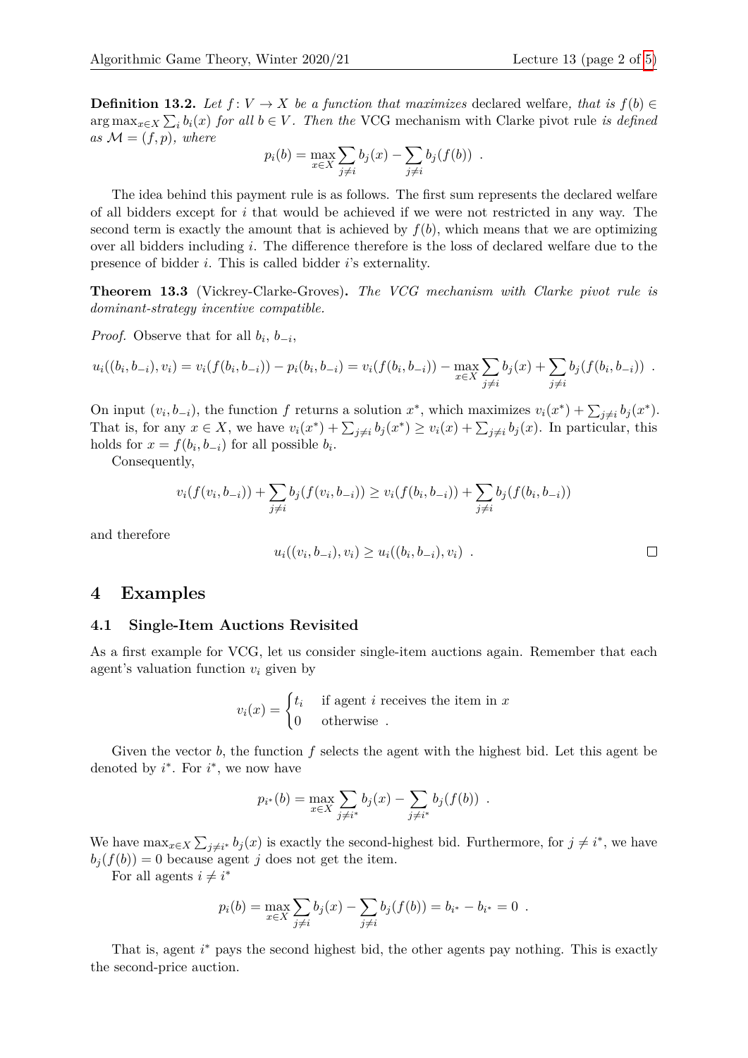**Definition 13.2.** *Let $f: V \to X$ be a function that maximizes* declared welfare, *that is $f(b) \in \arg\max_{x \in X} \sum_i b_i(x)$ for all $b \in V$. Then the* VCG mechanism with Clarke pivot rule *is defined as $\mathcal{M} = (f, p)$, where*

$$p_i(b) = \max_{x \in X} \sum_{j \neq i} b_j(x) - \sum_{j \neq i} b_j(f(b)) \enspace .$$

The idea behind this payment rule is as follows. The first sum represents the declared welfare of all bidders except for $i$ that would be achieved if we were not restricted in any way. The second term is exactly the amount that is achieved by $f(b)$, which means that we are optimizing over all bidders including $i$. The difference therefore is the loss of declared welfare due to the presence of bidder $i$. This is called bidder $i$'s externality.

**Theorem 13.3** (Vickrey-Clarke-Groves)**.** *The VCG mechanism with Clarke pivot rule is dominant-strategy incentive compatible.*

*Proof.* Observe that for all $b_i$, $b_{-i}$,

$$u_i((b_i, b_{-i}), v_i) = v_i(f(b_i, b_{-i})) - p_i(b_i, b_{-i}) = v_i(f(b_i, b_{-i})) - \max_{x \in X} \sum_{j \neq i} b_j(x) + \sum_{j \neq i} b_j(f(b_i, b_{-i})) \enspace .$$

On input $(v_i, b_{-i})$, the function $f$ returns a solution $x^*$, which maximizes $v_i(x^*) + \sum_{j \neq i} b_j(x^*)$. That is, for any $x \in X$, we have $v_i(x^*) + \sum_{j \neq i} b_j(x^*) \geq v_i(x) + \sum_{j \neq i} b_j(x)$. In particular, this holds for $x = f(b_i, b_{-i})$ for all possible $b_i$.

Consequently,

$$v_i(f(v_i, b_{-i})) + \sum_{j \neq i} b_j(f(v_i, b_{-i})) \geq v_i(f(b_i, b_{-i})) + \sum_{j \neq i} b_j(f(b_i, b_{-i}))$$

and therefore

$$u_i((v_i, b_{-i}), v_i) \geq u_i((b_i, b_{-i}), v_i) \enspace .$$

□

## 4 Examples

### 4.1 Single-Item Auctions Revisited

As a first example for VCG, let us consider single-item auctions again. Remember that each agent's valuation function $v_i$ given by

$$v_i(x) = \begin{cases} t_i & \text{if agent } i \text{ receives the item in } x \\ 0 & \text{otherwise} \enspace . \end{cases}$$

Given the vector $b$, the function $f$ selects the agent with the highest bid. Let this agent be denoted by $i^*$. For $i^*$, we now have

$$p_{i^*}(b) = \max_{x \in X} \sum_{j \neq i^*} b_j(x) - \sum_{j \neq i^*} b_j(f(b)) \enspace .$$

We have $\max_{x \in X} \sum_{j \neq i^*} b_j(x)$ is exactly the second-highest bid. Furthermore, for $j \neq i^*$, we have $b_j(f(b)) = 0$ because agent $j$ does not get the item.

For all agents $i \neq i^*$

$$p_i(b) = \max_{x \in X} \sum_{j \neq i} b_j(x) - \sum_{j \neq i} b_j(f(b)) = b_{i^*} - b_{i^*} = 0 \enspace .$$

That is, agent $i^*$ pays the second highest bid, the other agents pay nothing. This is exactly the second-price auction.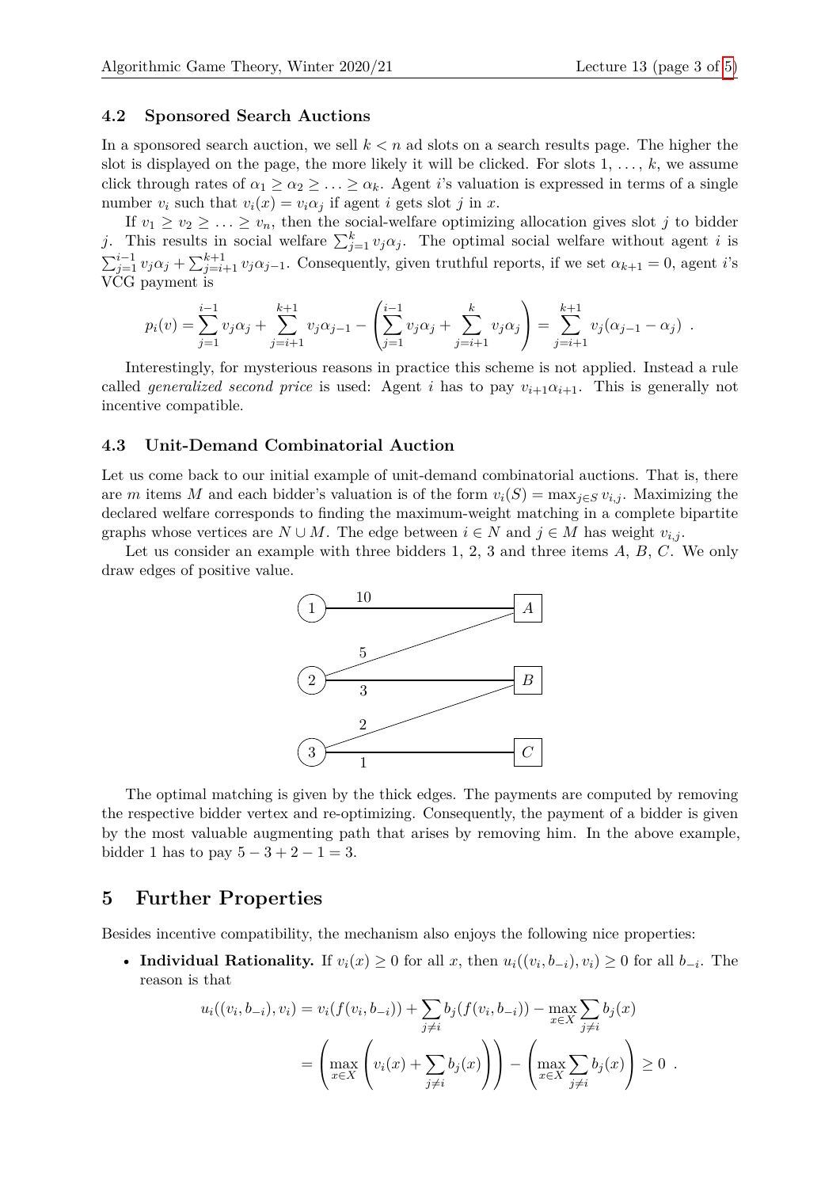### 4.2 Sponsored Search Auctions

In a sponsored search auction, we sell $k < n$ ad slots on a search results page. The higher the slot is displayed on the page, the more likely it will be clicked. For slots $1, \ldots, k$, we assume click through rates of $\alpha_1 \geq \alpha_2 \geq \ldots \geq \alpha_k$. Agent $i$'s valuation is expressed in terms of a single number $v_i$ such that $v_i(x) = v_i \alpha_j$ if agent $i$ gets slot $j$ in $x$.

If $v_1 \geq v_2 \geq \ldots \geq v_n$, then the social-welfare optimizing allocation gives slot $j$ to bidder $j$. This results in social welfare $\sum_{j=1}^{k} v_j \alpha_j$. The optimal social welfare without agent $i$ is $\sum_{j=1}^{i-1} v_j \alpha_j + \sum_{j=i+1}^{k+1} v_j \alpha_{j-1}$. Consequently, given truthful reports, if we set $\alpha_{k+1} = 0$, agent $i$'s VCG payment is

$$p_i(v) = \sum_{j=1}^{i-1} v_j \alpha_j + \sum_{j=i+1}^{k+1} v_j \alpha_{j-1} - \left( \sum_{j=1}^{i-1} v_j \alpha_j + \sum_{j=i+1}^{k} v_j \alpha_j \right) = \sum_{j=i+1}^{k+1} v_j (\alpha_{j-1} - \alpha_j) \ .$$

Interestingly, for mysterious reasons in practice this scheme is not applied. Instead a rule called *generalized second price* is used: Agent $i$ has to pay $v_{i+1}\alpha_{i+1}$. This is generally not incentive compatible.

### 4.3 Unit-Demand Combinatorial Auction

Let us come back to our initial example of unit-demand combinatorial auctions. That is, there are $m$ items $M$ and each bidder's valuation is of the form $v_i(S) = \max_{j \in S} v_{i,j}$. Maximizing the declared welfare corresponds to finding the maximum-weight matching in a complete bipartite graphs whose vertices are $N \cup M$. The edge between $i \in N$ and $j \in M$ has weight $v_{i,j}$.

Let us consider an example with three bidders 1, 2, 3 and three items $A$, $B$, $C$. We only draw edges of positive value.

The optimal matching is given by the thick edges. The payments are computed by removing the respective bidder vertex and re-optimizing. Consequently, the payment of a bidder is given by the most valuable augmenting path that arises by removing him. In the above example, bidder 1 has to pay $5 - 3 + 2 - 1 = 3$.

## 5 Further Properties

Besides incentive compatibility, the mechanism also enjoys the following nice properties:

- **Individual Rationality.** If $v_i(x) \geq 0$ for all $x$, then $u_i((v_i, b_{-i}), v_i) \geq 0$ for all $b_{-i}$. The reason is that

$$u_i((v_i, b_{-i}), v_i) = v_i(f(v_i, b_{-i})) + \sum_{j \neq i} b_j(f(v_i, b_{-i})) - \max_{x \in X} \sum_{j \neq i} b_j(x)$$

$$= \left( \max_{x \in X} \left( v_i(x) + \sum_{j \neq i} b_j(x) \right) \right) - \left( \max_{x \in X} \sum_{j \neq i} b_j(x) \right) \geq 0 \ .$$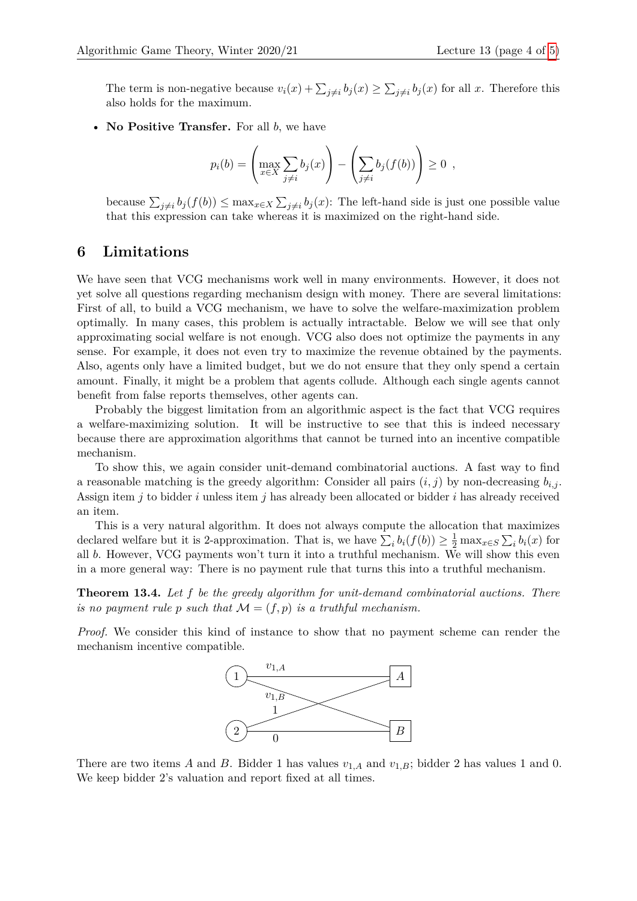The term is non-negative because $v_i(x) + \sum_{j \neq i} b_j(x) \geq \sum_{j \neq i} b_j(x)$ for all $x$. Therefore this also holds for the maximum.

- **No Positive Transfer.** For all $b$, we have

$$p_i(b) = \left( \max_{x \in X} \sum_{j \neq i} b_j(x) \right) - \left( \sum_{j \neq i} b_j(f(b)) \right) \geq 0 \ ,$$

because $\sum_{j \neq i} b_j(f(b)) \leq \max_{x \in X} \sum_{j \neq i} b_j(x)$: The left-hand side is just one possible value that this expression can take whereas it is maximized on the right-hand side.

## 6 Limitations

We have seen that VCG mechanisms work well in many environments. However, it does not yet solve all questions regarding mechanism design with money. There are several limitations: First of all, to build a VCG mechanism, we have to solve the welfare-maximization problem optimally. In many cases, this problem is actually intractable. Below we will see that only approximating social welfare is not enough. VCG also does not optimize the payments in any sense. For example, it does not even try to maximize the revenue obtained by the payments. Also, agents only have a limited budget, but we do not ensure that they only spend a certain amount. Finally, it might be a problem that agents collude. Although each single agents cannot benefit from false reports themselves, other agents can.

Probably the biggest limitation from an algorithmic aspect is the fact that VCG requires a welfare-maximizing solution. It will be instructive to see that this is indeed necessary because there are approximation algorithms that cannot be turned into an incentive compatible mechanism.

To show this, we again consider unit-demand combinatorial auctions. A fast way to find a reasonable matching is the greedy algorithm: Consider all pairs $(i, j)$ by non-decreasing $b_{i,j}$. Assign item $j$ to bidder $i$ unless item $j$ has already been allocated or bidder $i$ has already received an item.

This is a very natural algorithm. It does not always compute the allocation that maximizes declared welfare but it is 2-approximation. That is, we have $\sum_i b_i(f(b)) \geq \frac{1}{2} \max_{x \in S} \sum_i b_i(x)$ for all $b$. However, VCG payments won't turn it into a truthful mechanism. We will show this even in a more general way: There is no payment rule that turns this into a truthful mechanism.

**Theorem 13.4.** *Let $f$ be the greedy algorithm for unit-demand combinatorial auctions. There is no payment rule $p$ such that $\mathcal{M} = (f, p)$ is a truthful mechanism.*

*Proof.* We consider this kind of instance to show that no payment scheme can render the mechanism incentive compatible.

There are two items $A$ and $B$. Bidder 1 has values $v_{1,A}$ and $v_{1,B}$; bidder 2 has values 1 and 0. We keep bidder 2's valuation and report fixed at all times.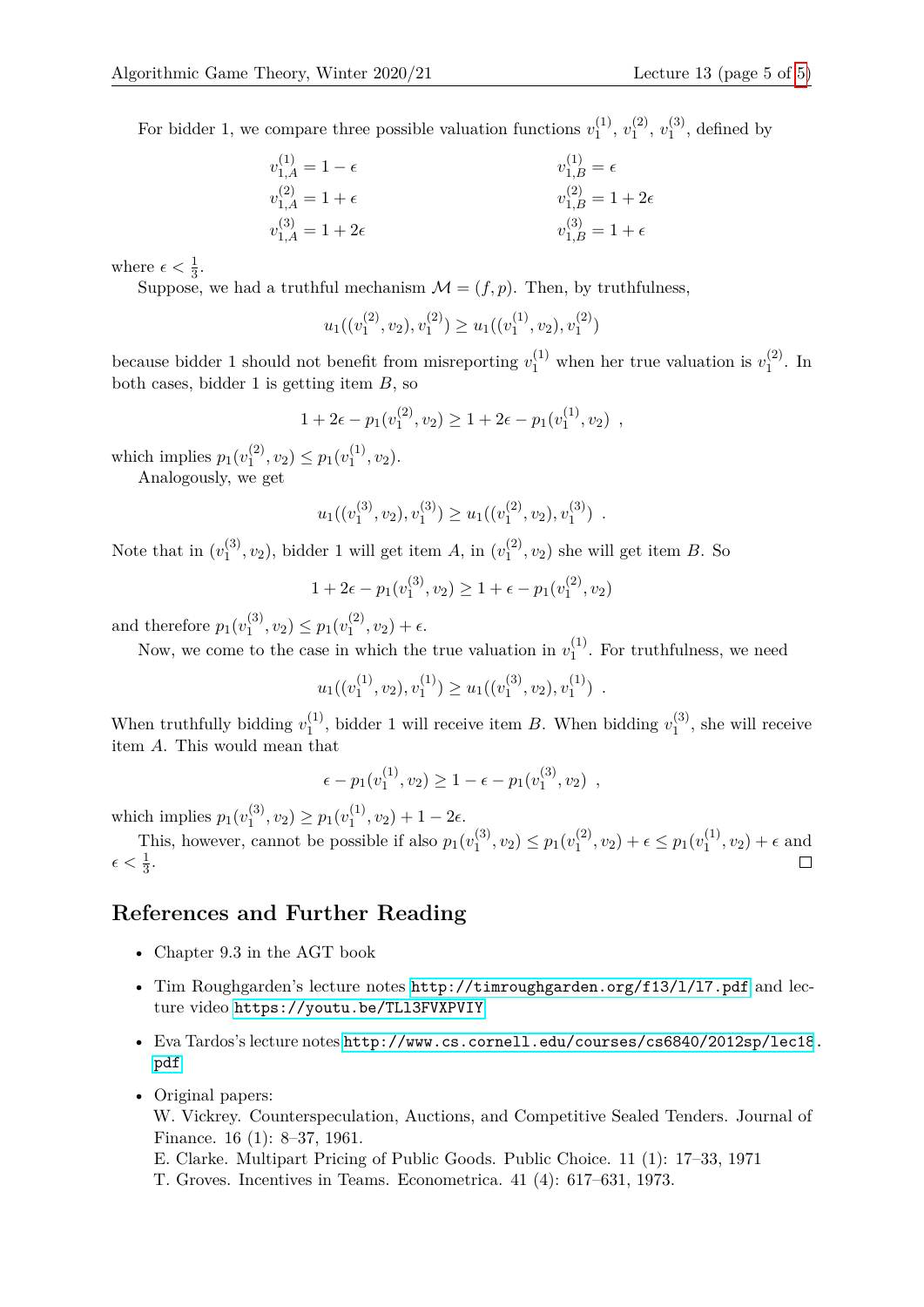For bidder 1, we compare three possible valuation functions $v_1^{(1)}$, $v_1^{(2)}$, $v_1^{(3)}$, defined by

$$
\begin{aligned}
v_{1,A}^{(1)} &= 1 - \epsilon & v_{1,B}^{(1)} &= \epsilon \\
v_{1,A}^{(2)} &= 1 + \epsilon & v_{1,B}^{(2)} &= 1 + 2\epsilon \\
v_{1,A}^{(3)} &= 1 + 2\epsilon & v_{1,B}^{(3)} &= 1 + \epsilon
\end{aligned}
$$

where $\epsilon < \frac{1}{3}$.

Suppose, we had a truthful mechanism $\mathcal{M} = (f, p)$. Then, by truthfulness,

$$u_1((v_1^{(2)}, v_2), v_1^{(2)}) \geq u_1((v_1^{(1)}, v_2), v_1^{(2)})$$

because bidder 1 should not benefit from misreporting $v_1^{(1)}$ when her true valuation is $v_1^{(2)}$. In both cases, bidder 1 is getting item $B$, so

$$1 + 2\epsilon - p_1(v_1^{(2)}, v_2) \geq 1 + 2\epsilon - p_1(v_1^{(1)}, v_2) \ ,$$

which implies $p_1(v_1^{(2)}, v_2) \leq p_1(v_1^{(1)}, v_2)$.

Analogously, we get

$$u_1((v_1^{(3)}, v_2), v_1^{(3)}) \geq u_1((v_1^{(2)}, v_2), v_1^{(3)}) \ .$$

Note that in $(v_1^{(3)}, v_2)$, bidder 1 will get item $A$, in $(v_1^{(2)}, v_2)$ she will get item $B$. So

$$1 + 2\epsilon - p_1(v_1^{(3)}, v_2) \geq 1 + \epsilon - p_1(v_1^{(2)}, v_2)$$

and therefore $p_1(v_1^{(3)}, v_2) \leq p_1(v_1^{(2)}, v_2) + \epsilon$.

Now, we come to the case in which the true valuation in $v_1^{(1)}$. For truthfulness, we need

$$u_1((v_1^{(1)}, v_2), v_1^{(1)}) \geq u_1((v_1^{(3)}, v_2), v_1^{(1)}) \ .$$

When truthfully bidding $v_1^{(1)}$, bidder 1 will receive item $B$. When bidding $v_1^{(3)}$, she will receive item $A$. This would mean that

$$\epsilon - p_1(v_1^{(1)}, v_2) \geq 1 - \epsilon - p_1(v_1^{(3)}, v_2) \ ,$$

which implies $p_1(v_1^{(3)}, v_2) \geq p_1(v_1^{(1)}, v_2) + 1 - 2\epsilon$.

This, however, cannot be possible if also $p_1(v_1^{(3)}, v_2) \leq p_1(v_1^{(2)}, v_2) + \epsilon \leq p_1(v_1^{(1)}, v_2) + \epsilon$ and $\epsilon < \frac{1}{3}$. □

## References and Further Reading

- Chapter 9.3 in the AGT book
- Tim Roughgarden's lecture notes http://timroughgarden.org/f13/l/l7.pdf and lecture video https://youtu.be/TLl3FVXPVIY
- Eva Tardos's lecture notes http://www.cs.cornell.edu/courses/cs6840/2012sp/lec18.pdf
- Original papers:
  W. Vickrey. Counterspeculation, Auctions, and Competitive Sealed Tenders. Journal of Finance. 16 (1): 8–37, 1961.
  E. Clarke. Multipart Pricing of Public Goods. Public Choice. 11 (1): 17–33, 1971
  T. Groves. Incentives in Teams. Econometrica. 41 (4): 617–631, 1973.